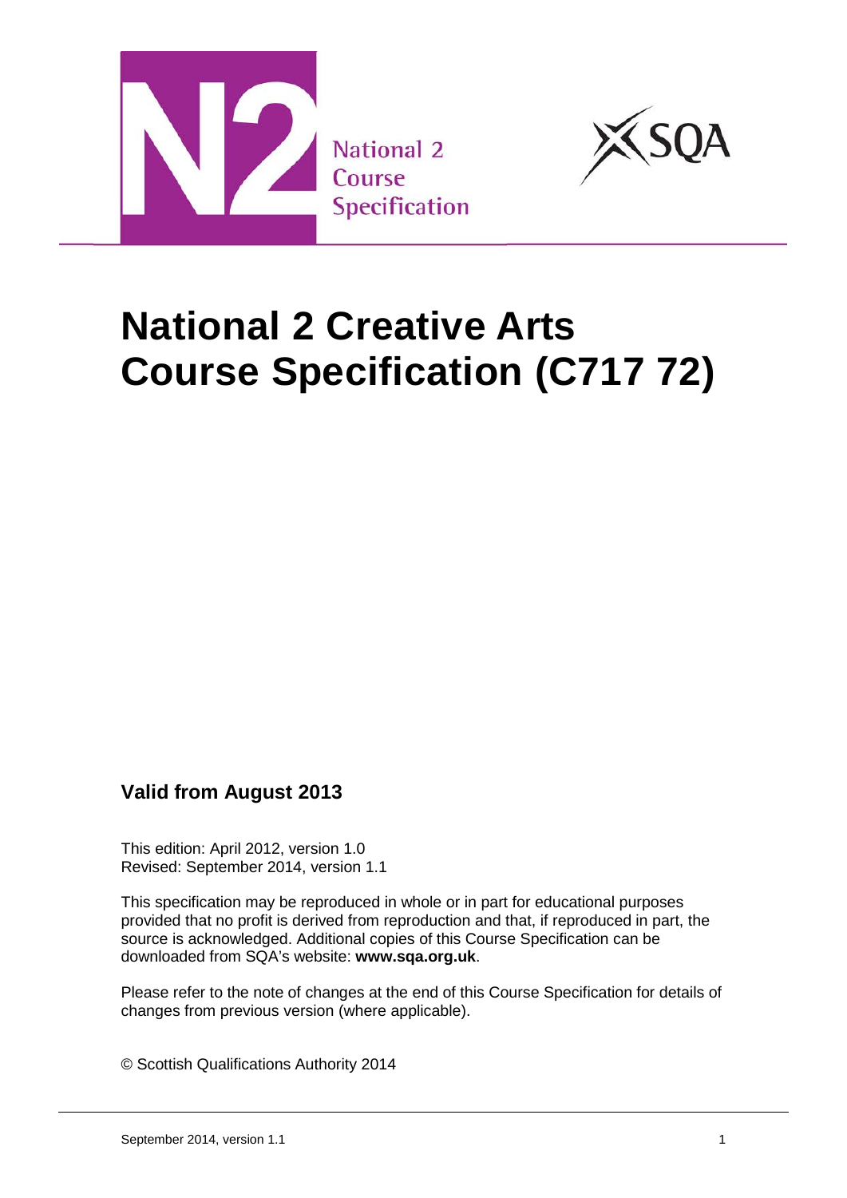National 2 Course Specification

# National 2 Creative Arts Course Specification (C717 72)

**Valid from August 2013**

This edition: April 2012, version 1.0
Revised: September 2014, version 1.1

This specification may be reproduced in whole or in part for educational purposes provided that no profit is derived from reproduction and that, if reproduced in part, the source is acknowledged. Additional copies of this Course Specification can be downloaded from SQA's website: **www.sqa.org.uk**.

Please refer to the note of changes at the end of this Course Specification for details of changes from previous version (where applicable).

© Scottish Qualifications Authority 2014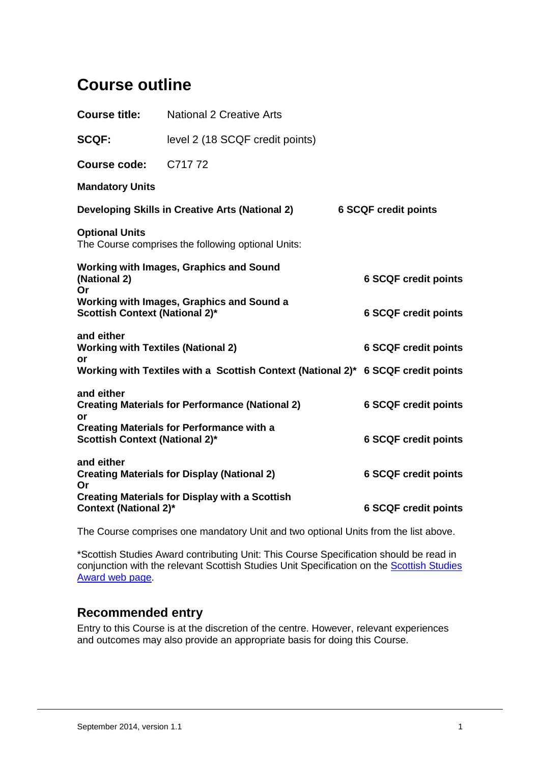# Course outline

**Course title:** National 2 Creative Arts

**SCQF:** level 2 (18 SCQF credit points)

**Course code:** C717 72

**Mandatory Units**

**Developing Skills in Creative Arts (National 2)** **6 SCQF credit points**

**Optional Units**
The Course comprises the following optional Units:

**Working with Images, Graphics and Sound (National 2)** **6 SCQF credit points**
**Or**
**Working with Images, Graphics and Sound a Scottish Context (National 2)*** **6 SCQF credit points**

**and either**
**Working with Textiles (National 2)** **6 SCQF credit points**
**or**
**Working with Textiles with a Scottish Context (National 2)*** **6 SCQF credit points**

**and either**
**Creating Materials for Performance (National 2)** **6 SCQF credit points**
**or**
**Creating Materials for Performance with a Scottish Context (National 2)*** **6 SCQF credit points**

**and either**
**Creating Materials for Display (National 2)** **6 SCQF credit points**
**Or**
**Creating Materials for Display with a Scottish Context (National 2)*** **6 SCQF credit points**

The Course comprises one mandatory Unit and two optional Units from the list above.

*Scottish Studies Award contributing Unit: This Course Specification should be read in conjunction with the relevant Scottish Studies Unit Specification on the Scottish Studies Award web page.

## Recommended entry

Entry to this Course is at the discretion of the centre. However, relevant experiences and outcomes may also provide an appropriate basis for doing this Course.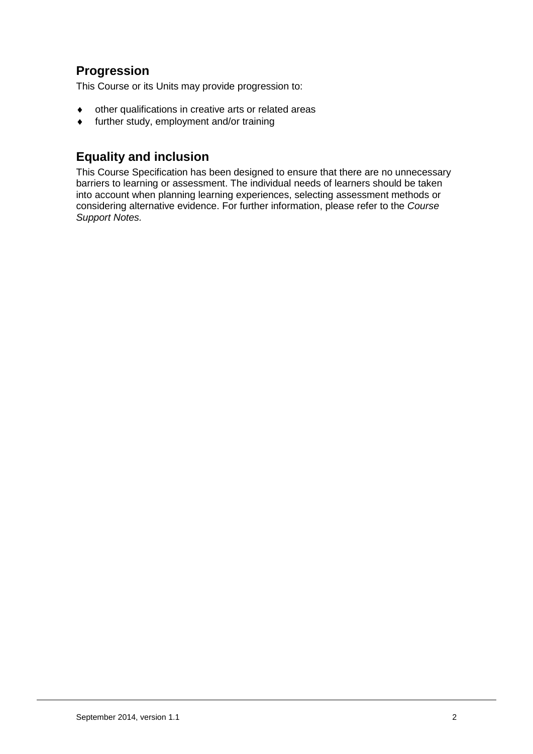## Progression

This Course or its Units may provide progression to:

- other qualifications in creative arts or related areas
- further study, employment and/or training

## Equality and inclusion

This Course Specification has been designed to ensure that there are no unnecessary barriers to learning or assessment. The individual needs of learners should be taken into account when planning learning experiences, selecting assessment methods or considering alternative evidence. For further information, please refer to the *Course Support Notes.*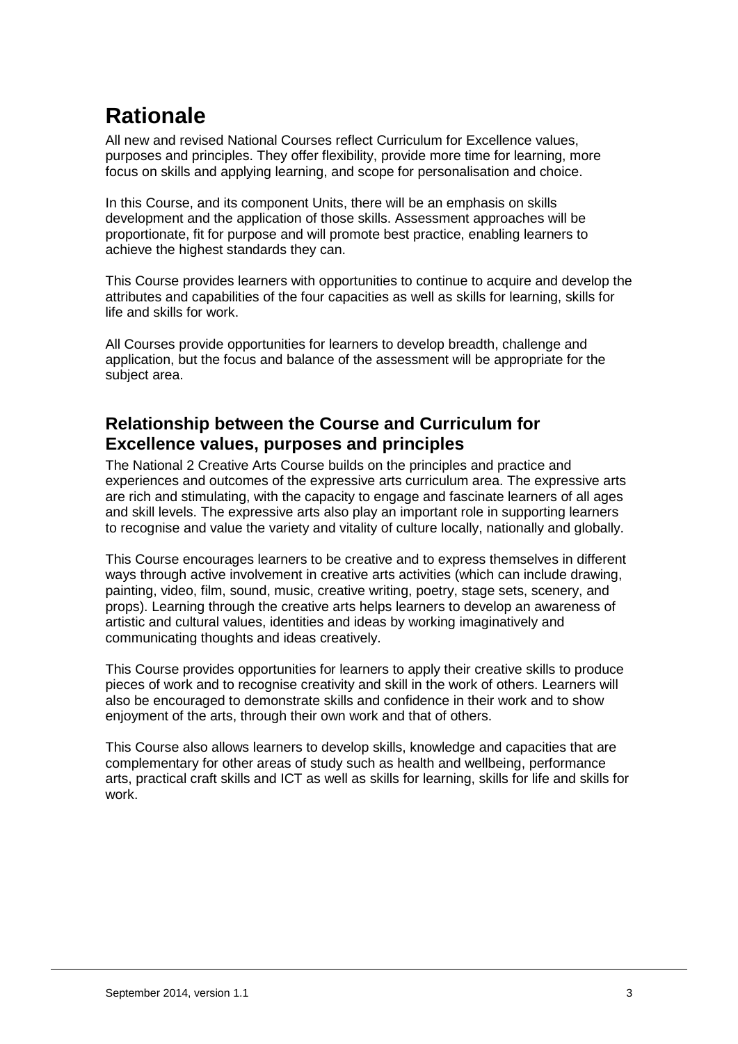# Rationale

All new and revised National Courses reflect Curriculum for Excellence values, purposes and principles. They offer flexibility, provide more time for learning, more focus on skills and applying learning, and scope for personalisation and choice.

In this Course, and its component Units, there will be an emphasis on skills development and the application of those skills. Assessment approaches will be proportionate, fit for purpose and will promote best practice, enabling learners to achieve the highest standards they can.

This Course provides learners with opportunities to continue to acquire and develop the attributes and capabilities of the four capacities as well as skills for learning, skills for life and skills for work.

All Courses provide opportunities for learners to develop breadth, challenge and application, but the focus and balance of the assessment will be appropriate for the subject area.

## Relationship between the Course and Curriculum for Excellence values, purposes and principles

The National 2 Creative Arts Course builds on the principles and practice and experiences and outcomes of the expressive arts curriculum area. The expressive arts are rich and stimulating, with the capacity to engage and fascinate learners of all ages and skill levels. The expressive arts also play an important role in supporting learners to recognise and value the variety and vitality of culture locally, nationally and globally.

This Course encourages learners to be creative and to express themselves in different ways through active involvement in creative arts activities (which can include drawing, painting, video, film, sound, music, creative writing, poetry, stage sets, scenery, and props). Learning through the creative arts helps learners to develop an awareness of artistic and cultural values, identities and ideas by working imaginatively and communicating thoughts and ideas creatively.

This Course provides opportunities for learners to apply their creative skills to produce pieces of work and to recognise creativity and skill in the work of others. Learners will also be encouraged to demonstrate skills and confidence in their work and to show enjoyment of the arts, through their own work and that of others.

This Course also allows learners to develop skills, knowledge and capacities that are complementary for other areas of study such as health and wellbeing, performance arts, practical craft skills and ICT as well as skills for learning, skills for life and skills for work.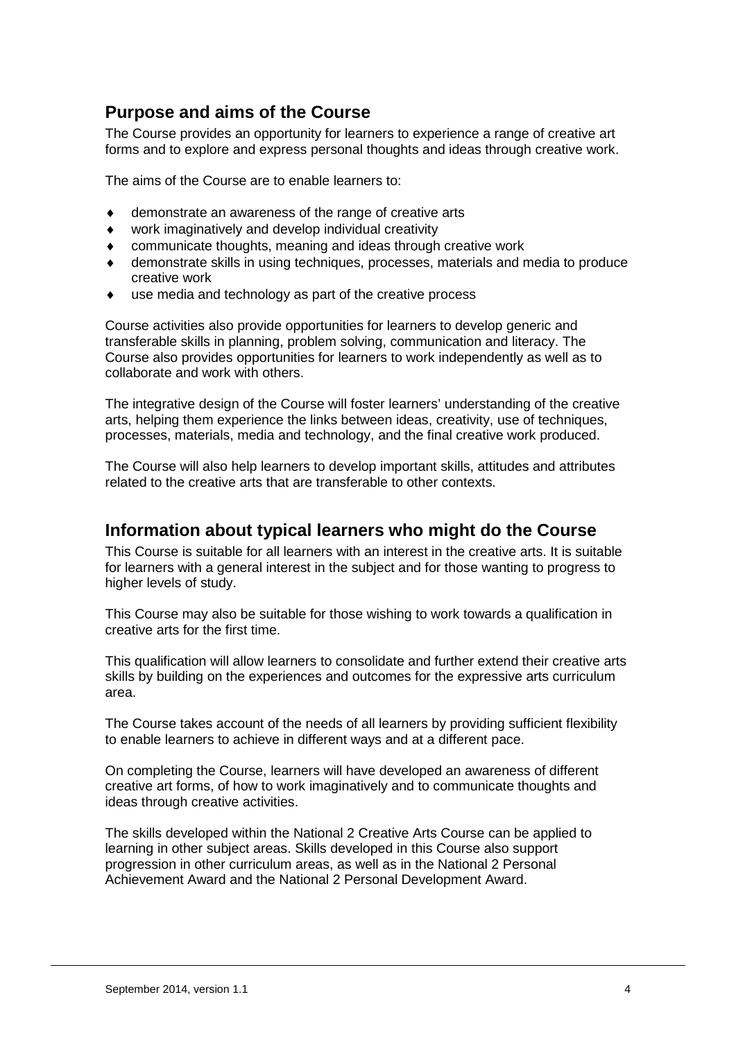## Purpose and aims of the Course

The Course provides an opportunity for learners to experience a range of creative art forms and to explore and express personal thoughts and ideas through creative work.

The aims of the Course are to enable learners to:

- demonstrate an awareness of the range of creative arts
- work imaginatively and develop individual creativity
- communicate thoughts, meaning and ideas through creative work
- demonstrate skills in using techniques, processes, materials and media to produce creative work
- use media and technology as part of the creative process

Course activities also provide opportunities for learners to develop generic and transferable skills in planning, problem solving, communication and literacy. The Course also provides opportunities for learners to work independently as well as to collaborate and work with others.

The integrative design of the Course will foster learners' understanding of the creative arts, helping them experience the links between ideas, creativity, use of techniques, processes, materials, media and technology, and the final creative work produced.

The Course will also help learners to develop important skills, attitudes and attributes related to the creative arts that are transferable to other contexts.

## Information about typical learners who might do the Course

This Course is suitable for all learners with an interest in the creative arts. It is suitable for learners with a general interest in the subject and for those wanting to progress to higher levels of study.

This Course may also be suitable for those wishing to work towards a qualification in creative arts for the first time.

This qualification will allow learners to consolidate and further extend their creative arts skills by building on the experiences and outcomes for the expressive arts curriculum area.

The Course takes account of the needs of all learners by providing sufficient flexibility to enable learners to achieve in different ways and at a different pace.

On completing the Course, learners will have developed an awareness of different creative art forms, of how to work imaginatively and to communicate thoughts and ideas through creative activities.

The skills developed within the National 2 Creative Arts Course can be applied to learning in other subject areas. Skills developed in this Course also support progression in other curriculum areas, as well as in the National 2 Personal Achievement Award and the National 2 Personal Development Award.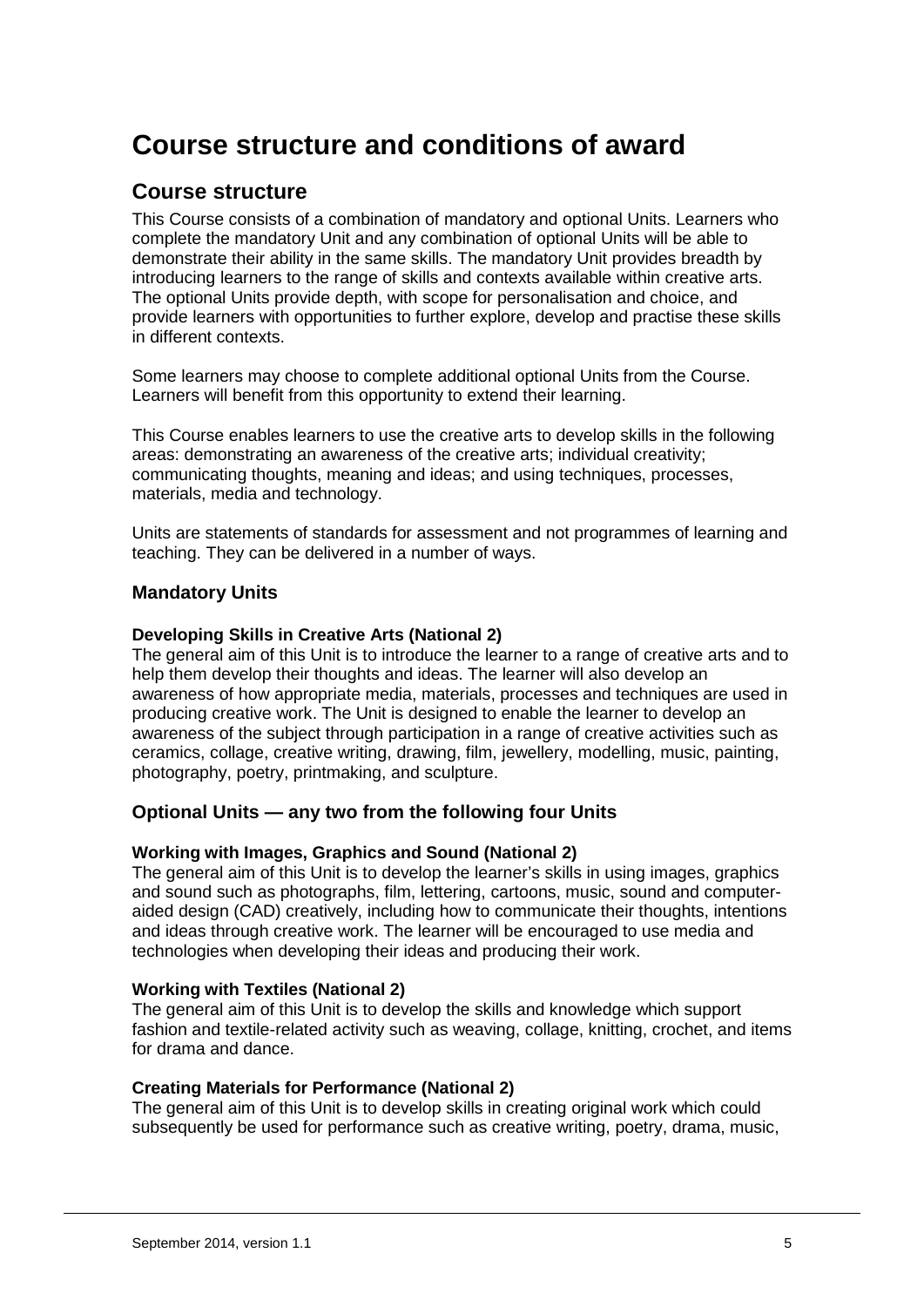# Course structure and conditions of award

## Course structure

This Course consists of a combination of mandatory and optional Units. Learners who complete the mandatory Unit and any combination of optional Units will be able to demonstrate their ability in the same skills. The mandatory Unit provides breadth by introducing learners to the range of skills and contexts available within creative arts. The optional Units provide depth, with scope for personalisation and choice, and provide learners with opportunities to further explore, develop and practise these skills in different contexts.

Some learners may choose to complete additional optional Units from the Course. Learners will benefit from this opportunity to extend their learning.

This Course enables learners to use the creative arts to develop skills in the following areas: demonstrating an awareness of the creative arts; individual creativity; communicating thoughts, meaning and ideas; and using techniques, processes, materials, media and technology.

Units are statements of standards for assessment and not programmes of learning and teaching. They can be delivered in a number of ways.

### Mandatory Units

**Developing Skills in Creative Arts (National 2)**
The general aim of this Unit is to introduce the learner to a range of creative arts and to help them develop their thoughts and ideas. The learner will also develop an awareness of how appropriate media, materials, processes and techniques are used in producing creative work. The Unit is designed to enable the learner to develop an awareness of the subject through participation in a range of creative activities such as ceramics, collage, creative writing, drawing, film, jewellery, modelling, music, painting, photography, poetry, printmaking, and sculpture.

### Optional Units — any two from the following four Units

**Working with Images, Graphics and Sound (National 2)**
The general aim of this Unit is to develop the learner's skills in using images, graphics and sound such as photographs, film, lettering, cartoons, music, sound and computer-aided design (CAD) creatively, including how to communicate their thoughts, intentions and ideas through creative work. The learner will be encouraged to use media and technologies when developing their ideas and producing their work.

**Working with Textiles (National 2)**
The general aim of this Unit is to develop the skills and knowledge which support fashion and textile-related activity such as weaving, collage, knitting, crochet, and items for drama and dance.

**Creating Materials for Performance (National 2)**
The general aim of this Unit is to develop skills in creating original work which could subsequently be used for performance such as creative writing, poetry, drama, music,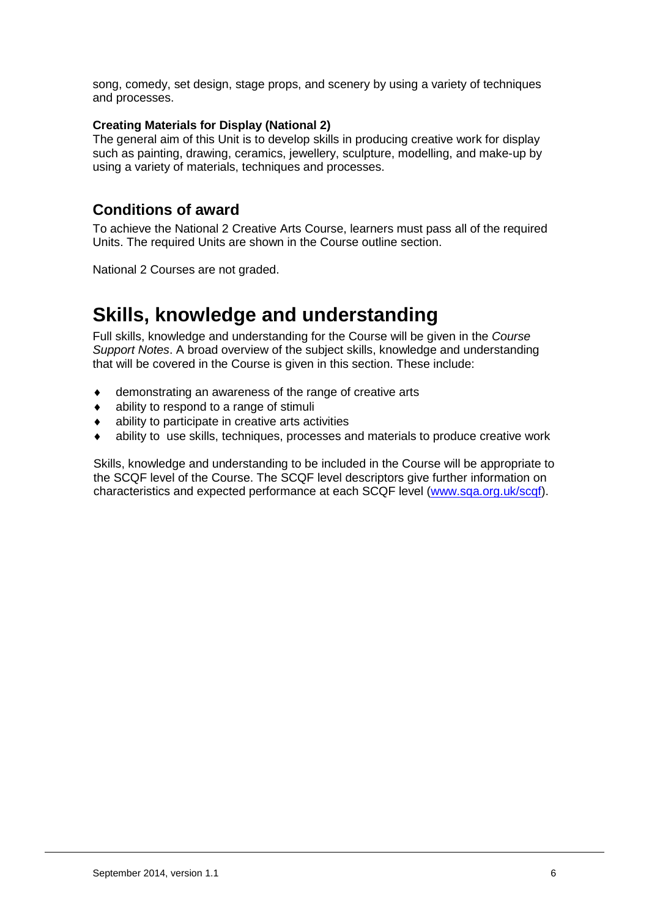song, comedy, set design, stage props, and scenery by using a variety of techniques and processes.

**Creating Materials for Display (National 2)**
The general aim of this Unit is to develop skills in producing creative work for display such as painting, drawing, ceramics, jewellery, sculpture, modelling, and make-up by using a variety of materials, techniques and processes.

## Conditions of award

To achieve the National 2 Creative Arts Course, learners must pass all of the required Units. The required Units are shown in the Course outline section.

National 2 Courses are not graded.

# Skills, knowledge and understanding

Full skills, knowledge and understanding for the Course will be given in the *Course Support Notes*. A broad overview of the subject skills, knowledge and understanding that will be covered in the Course is given in this section. These include:

- demonstrating an awareness of the range of creative arts
- ability to respond to a range of stimuli
- ability to participate in creative arts activities
- ability to use skills, techniques, processes and materials to produce creative work

Skills, knowledge and understanding to be included in the Course will be appropriate to the SCQF level of the Course. The SCQF level descriptors give further information on characteristics and expected performance at each SCQF level (www.sqa.org.uk/scqf).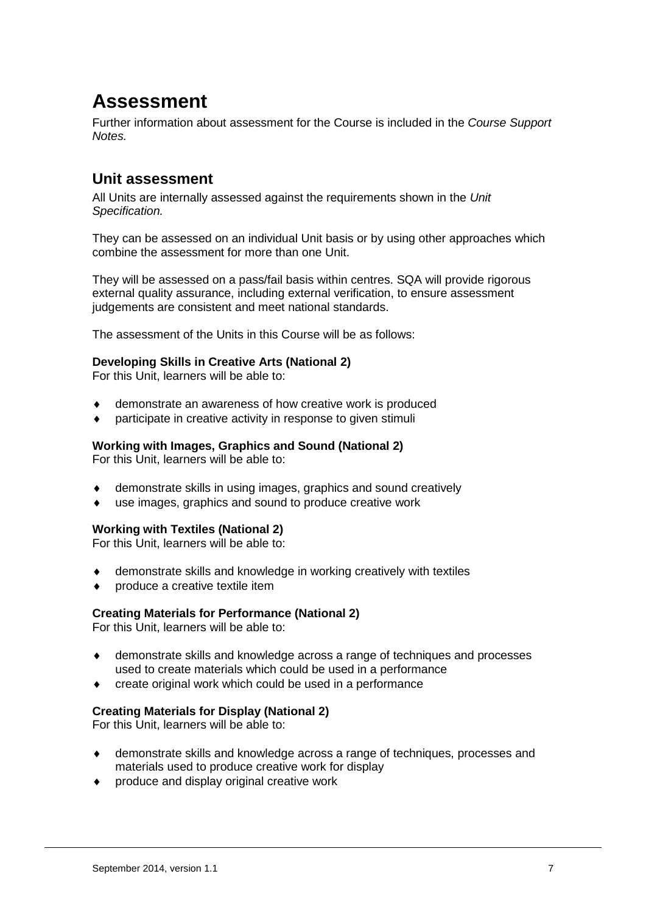# Assessment

Further information about assessment for the Course is included in the *Course Support Notes.*

## Unit assessment

All Units are internally assessed against the requirements shown in the *Unit Specification.*

They can be assessed on an individual Unit basis or by using other approaches which combine the assessment for more than one Unit.

They will be assessed on a pass/fail basis within centres. SQA will provide rigorous external quality assurance, including external verification, to ensure assessment judgements are consistent and meet national standards.

The assessment of the Units in this Course will be as follows:

**Developing Skills in Creative Arts (National 2)**
For this Unit, learners will be able to:

- demonstrate an awareness of how creative work is produced
- participate in creative activity in response to given stimuli

**Working with Images, Graphics and Sound (National 2)**
For this Unit, learners will be able to:

- demonstrate skills in using images, graphics and sound creatively
- use images, graphics and sound to produce creative work

**Working with Textiles (National 2)**
For this Unit, learners will be able to:

- demonstrate skills and knowledge in working creatively with textiles
- produce a creative textile item

**Creating Materials for Performance (National 2)**
For this Unit, learners will be able to:

- demonstrate skills and knowledge across a range of techniques and processes used to create materials which could be used in a performance
- create original work which could be used in a performance

**Creating Materials for Display (National 2)**
For this Unit, learners will be able to:

- demonstrate skills and knowledge across a range of techniques, processes and materials used to produce creative work for display
- produce and display original creative work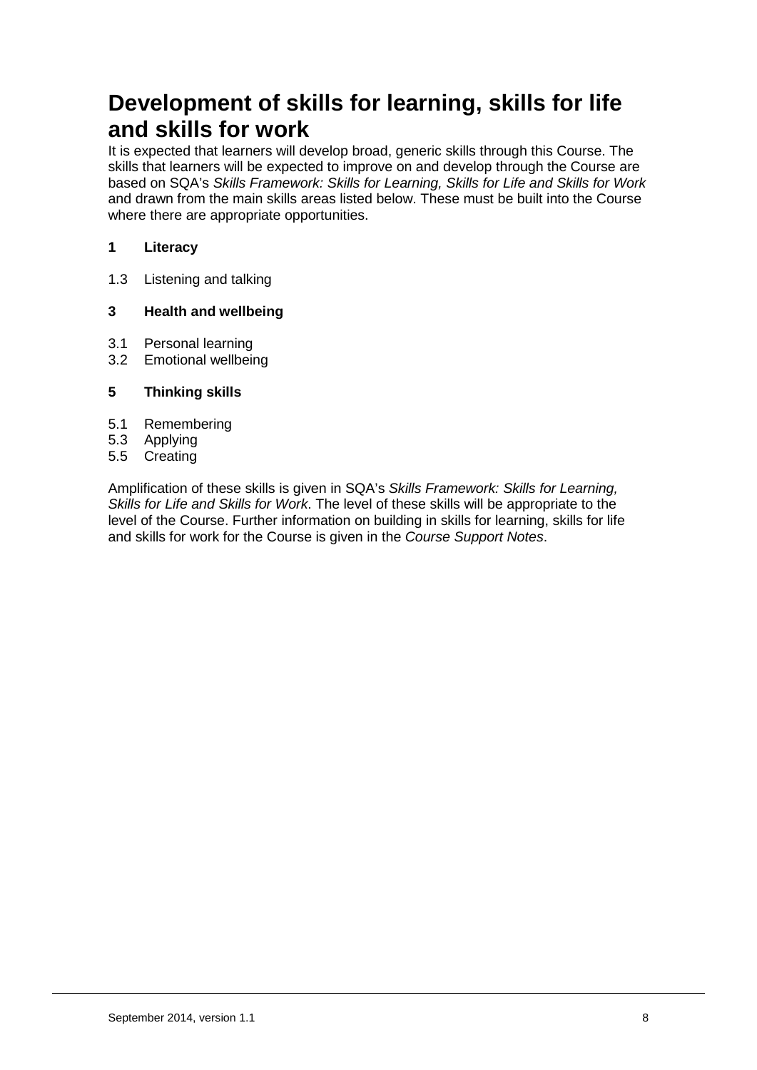# Development of skills for learning, skills for life and skills for work

It is expected that learners will develop broad, generic skills through this Course. The skills that learners will be expected to improve on and develop through the Course are based on SQA's *Skills Framework: Skills for Learning, Skills for Life and Skills for Work* and drawn from the main skills areas listed below. These must be built into the Course where there are appropriate opportunities.

**1 Literacy**

1.3 Listening and talking

**3 Health and wellbeing**

3.1 Personal learning
3.2 Emotional wellbeing

**5 Thinking skills**

5.1 Remembering
5.3 Applying
5.5 Creating

Amplification of these skills is given in SQA's *Skills Framework: Skills for Learning, Skills for Life and Skills for Work*. The level of these skills will be appropriate to the level of the Course. Further information on building in skills for learning, skills for life and skills for work for the Course is given in the *Course Support Notes*.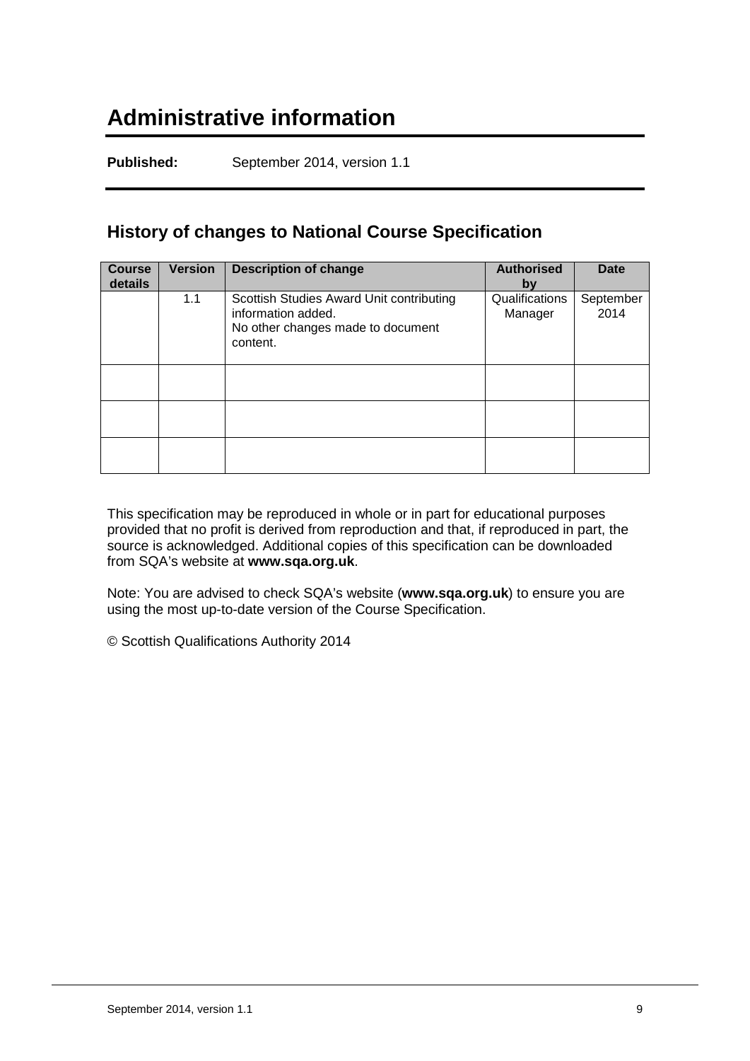# Administrative information

**Published:** September 2014, version 1.1

## History of changes to National Course Specification

| Course details | Version | Description of change | Authorised by | Date |
|---|---|---|---|---|
| | 1.1 | Scottish Studies Award Unit contributing information added. No other changes made to document content. | Qualifications Manager | September 2014 |
| | | | | |
| | | | | |
| | | | | |

This specification may be reproduced in whole or in part for educational purposes provided that no profit is derived from reproduction and that, if reproduced in part, the source is acknowledged. Additional copies of this specification can be downloaded from SQA's website at **www.sqa.org.uk**.

Note: You are advised to check SQA's website (**www.sqa.org.uk**) to ensure you are using the most up-to-date version of the Course Specification.

© Scottish Qualifications Authority 2014